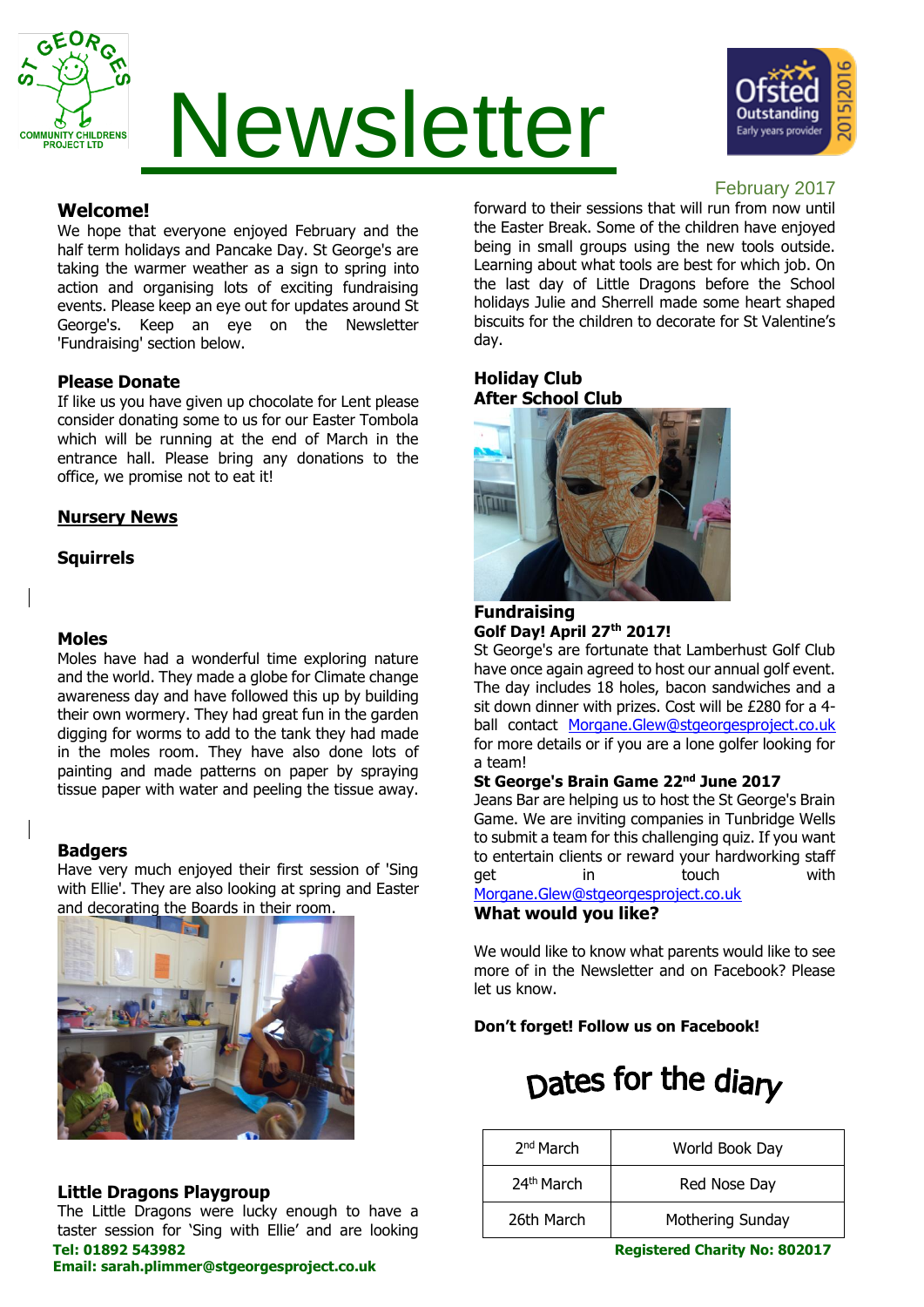# Newsletter

February 2017

## Welcome!

We hope that everyone enjoyed February and the half term holidays and Pancake Day. St George's are taking the warmer weather as a sign to spring into action and organising lots of exciting fundraising events. Please keep an eye out for updates around St George's. Keep an eye on the Newsletter 'Fundraising' section below.

### Please Donate

If like us you have given up chocolate for Lent please consider donating some to us for our Easter Tombola which will be running at the end of March in the entrance hall. Please bring any donations to the office, we promise not to eat it!

## Nursery News

### Squirrels

### Moles

Moles have had a wonderful time exploring nature and the world. They made a globe for Climate change awareness day and have followed this up by building their own wormery. They had great fun in the garden digging for worms to add to the tank they had made in the moles room. They have also done lots of painting and made patterns on paper by spraying tissue paper with water and peeling the tissue away.

### Badgers

Have very much enjoyed their first session of 'Sing with Ellie'. They are also looking at spring and Easter and decorating the Boards in their room.

### Little Dragons Playgroup

The Little Dragons were lucky enough to have a taster session for 'Sing with Ellie' and are looking forward to their sessions that will run from now until the Easter Break. Some of the children have enjoyed being in small groups using the new tools outside. Learning about what tools are best for which job. On the last day of Little Dragons before the School holidays Julie and Sherrell made some heart shaped biscuits for the children to decorate for St Valentine's day.

### Holiday Club

### After School Club

## Fundraising

### Golf Day! April 27th 2017!

St George's are fortunate that Lamberhust Golf Club have once again agreed to host our annual golf event. The day includes 18 holes, bacon sandwiches and a sit down dinner with prizes. Cost will be £280 for a 4-ball contact Morgane.Glew@stgeorgesproject.co.uk for more details or if you are a lone golfer looking for a team!

### St George's Brain Game 22nd June 2017

Jeans Bar are helping us to host the St George's Brain Game. We are inviting companies in Tunbridge Wells to submit a team for this challenging quiz. If you want to entertain clients or reward your hardworking staff get in touch with Morgane.Glew@stgeorgesproject.co.uk

### What would you like?

We would like to know what parents would like to see more of in the Newsletter and on Facebook? Please let us know.

**Don't forget! Follow us on Facebook!**

## Dates for the diary

| Date | Event |
|---|---|
| 2nd March | World Book Day |
| 24th March | Red Nose Day |
| 26th March | Mothering Sunday |

**Tel: 01892 543982**
**Email: sarah.plimmer@stgeorgesproject.co.uk**

**Registered Charity No: 802017**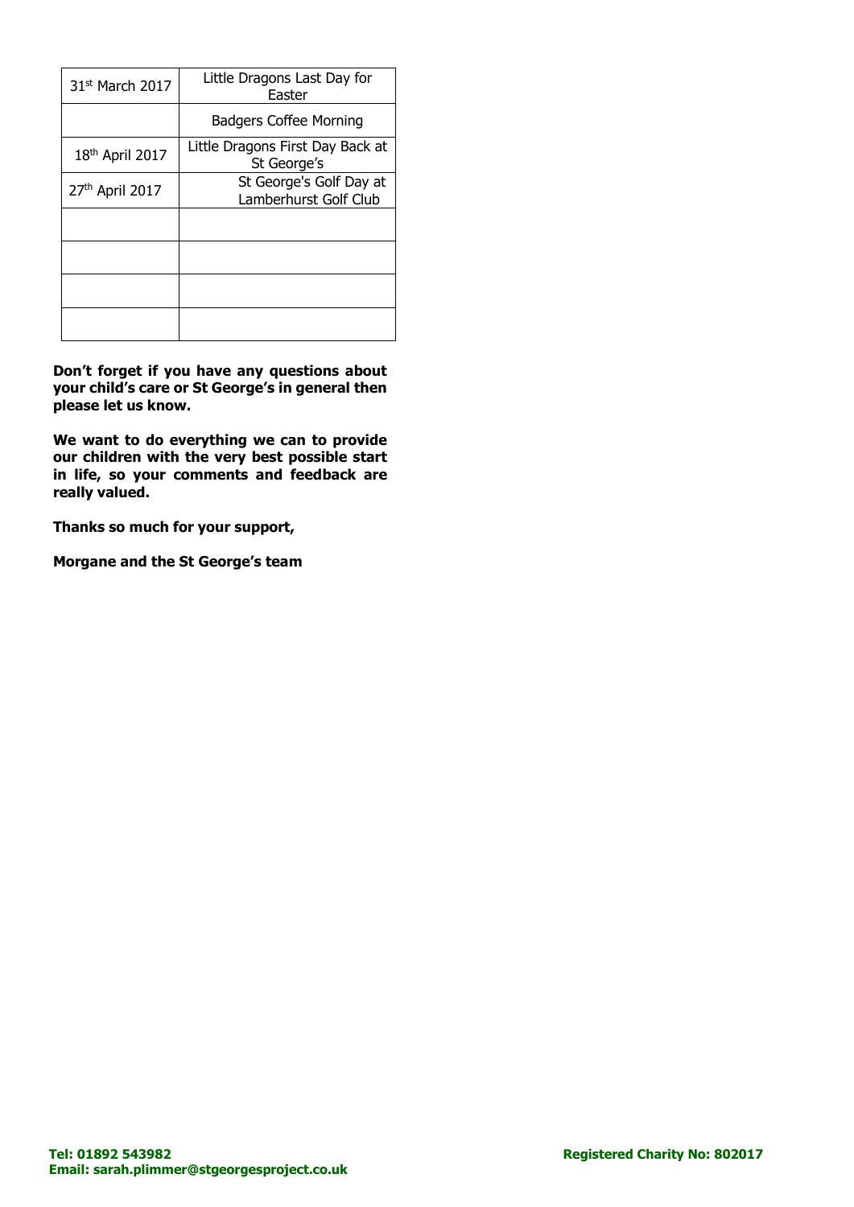| | |
|---|---|
| 31st March 2017 | Little Dragons Last Day for Easter |
| | Badgers Coffee Morning |
| 18th April 2017 | Little Dragons First Day Back at St George's |
| 27th April 2017 | St George's Golf Day at Lamberhurst Golf Club |
| | |
| | |
| | |
| | |

**Don't forget if you have any questions about your child's care or St George's in general then please let us know.**

**We want to do everything we can to provide our children with the very best possible start in life, so your comments and feedback are really valued.**

**Thanks so much for your support,**

**Morgane and the St George's team**

**Tel: 01892 543982**
**Email: sarah.plimmer@stgeorgesproject.co.uk**

**Registered Charity No: 802017**